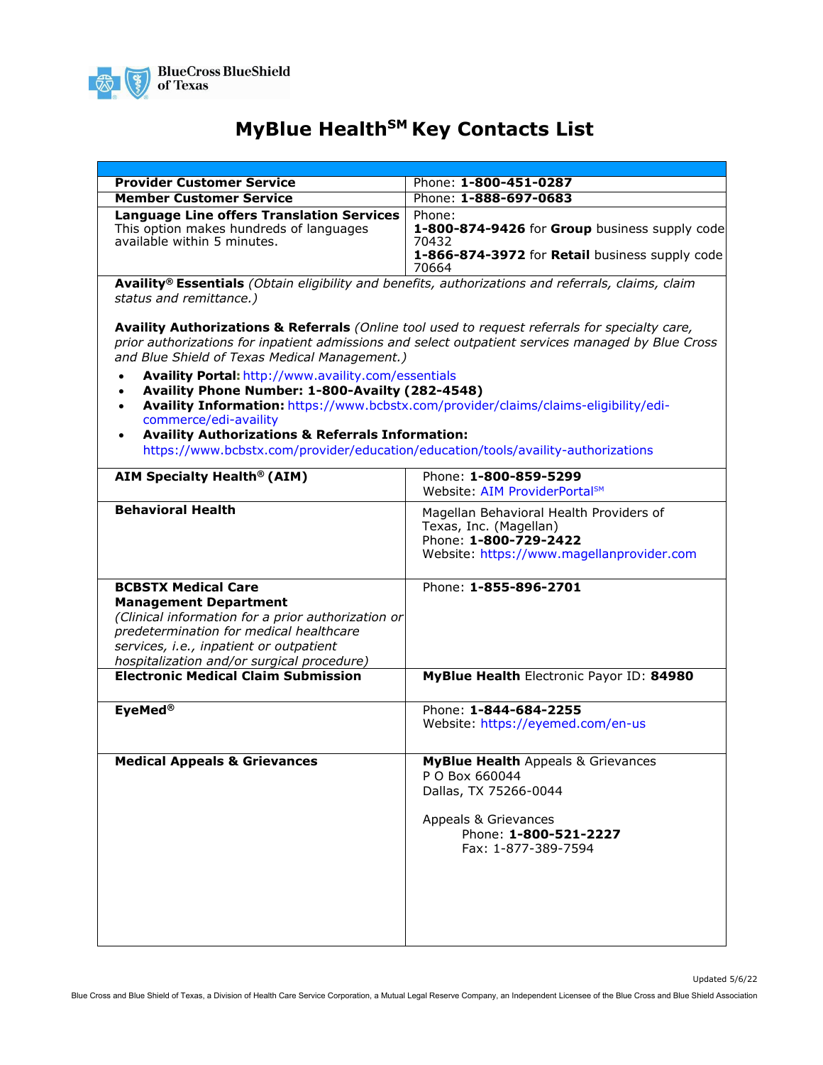BlueCross BlueShield of Texas

# MyBlue Health℠ Key Contacts List

| | |
|---|---|
| **Provider Customer Service** | Phone: **1-800-451-0287** |
| **Member Customer Service** | Phone: **1-888-697-0683** |
| **Language Line offers Translation Services** This option makes hundreds of languages available within 5 minutes. | Phone: **1-800-874-9426** for **Group** business supply code 70432 **1-866-874-3972** for **Retail** business supply code 70664 |
| **Availity® Essentials** *(Obtain eligibility and benefits, authorizations and referrals, claims, claim status and remittance.)* **Availity Authorizations & Referrals** *(Online tool used to request referrals for specialty care, prior authorizations for inpatient admissions and select outpatient services managed by Blue Cross and Blue Shield of Texas Medical Management.)* • **Availity Portal:** http://www.availity.com/essentials • **Availity Phone Number: 1-800-Availty (282-4548)** • **Availity Information:** https://www.bcbstx.com/provider/claims/claims-eligibility/edi-commerce/edi-availity • **Availity Authorizations & Referrals Information:** https://www.bcbstx.com/provider/education/education/tools/availity-authorizations | |
| **AIM Specialty Health® (AIM)** | Phone: **1-800-859-5299** Website: AIM ProviderPortal℠ |
| **Behavioral Health** | Magellan Behavioral Health Providers of Texas, Inc. (Magellan) Phone: **1-800-729-2422** Website: https://www.magellanprovider.com |
| **BCBSTX Medical Care Management Department** *(Clinical information for a prior authorization or predetermination for medical healthcare services, i.e., inpatient or outpatient hospitalization and/or surgical procedure)* | Phone: **1-855-896-2701** |
| **Electronic Medical Claim Submission** | **MyBlue Health** Electronic Payor ID: **84980** |
| **EyeMed®** | Phone: **1-844-684-2255** Website: https://eyemed.com/en-us |
| **Medical Appeals & Grievances** | **MyBlue Health** Appeals & Grievances P O Box 660044 Dallas, TX 75266-0044 Appeals & Grievances Phone: **1-800-521-2227** Fax: 1-877-389-7594 |

Updated 5/6/22

Blue Cross and Blue Shield of Texas, a Division of Health Care Service Corporation, a Mutual Legal Reserve Company, an Independent Licensee of the Blue Cross and Blue Shield Association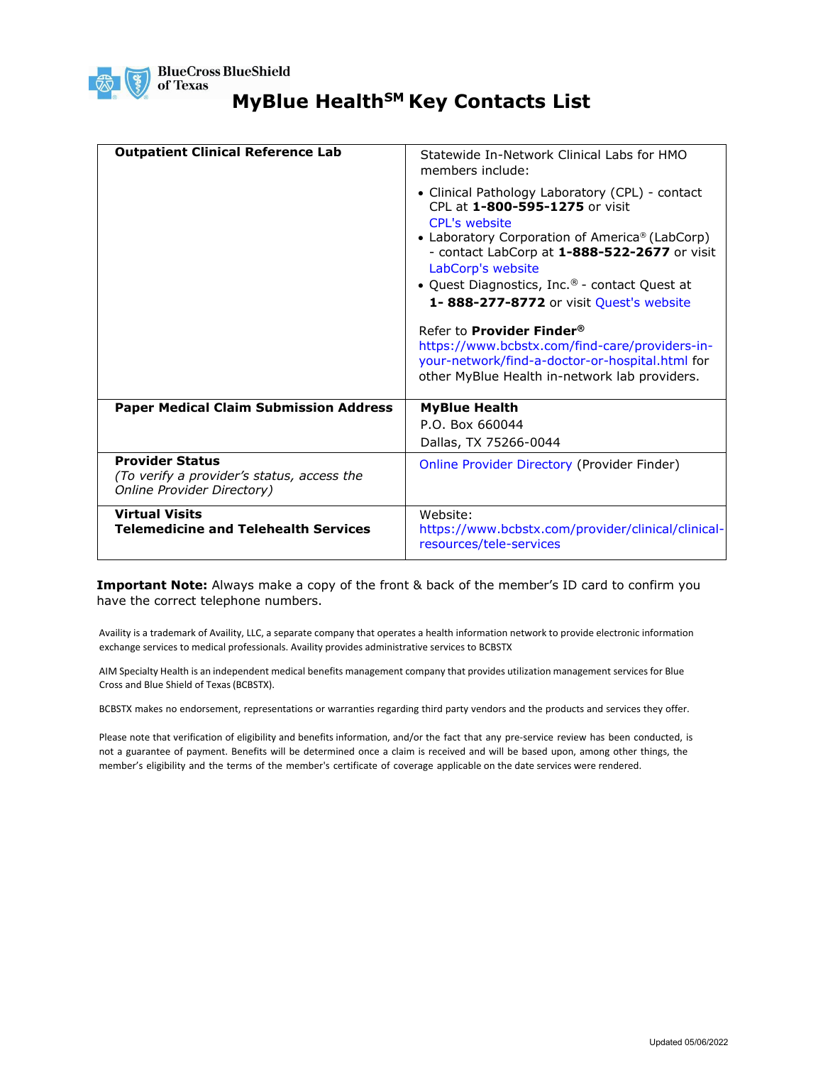BlueCross BlueShield of Texas

# MyBlue Health℠ Key Contacts List

| | |
|---|---|
| **Outpatient Clinical Reference Lab** | Statewide In-Network Clinical Labs for HMO members include:<br>• Clinical Pathology Laboratory (CPL) - contact CPL at **1-800-595-1275** or visit CPL's website<br>• Laboratory Corporation of America® (LabCorp) - contact LabCorp at **1-888-522-2677** or visit LabCorp's website<br>• Quest Diagnostics, Inc.® - contact Quest at **1- 888-277-8772** or visit Quest's website<br><br>Refer to **Provider Finder®** https://www.bcbstx.com/find-care/providers-in-your-network/find-a-doctor-or-hospital.html for other MyBlue Health in-network lab providers. |
| **Paper Medical Claim Submission Address** | **MyBlue Health**<br>P.O. Box 660044<br>Dallas, TX 75266-0044 |
| **Provider Status**<br>*(To verify a provider's status, access the Online Provider Directory)* | Online Provider Directory (Provider Finder) |
| **Virtual Visits**<br>**Telemedicine and Telehealth Services** | Website:<br>https://www.bcbstx.com/provider/clinical/clinical-resources/tele-services |

**Important Note:** Always make a copy of the front & back of the member's ID card to confirm you have the correct telephone numbers.

Availity is a trademark of Availity, LLC, a separate company that operates a health information network to provide electronic information exchange services to medical professionals. Availity provides administrative services to BCBSTX

AIM Specialty Health is an independent medical benefits management company that provides utilization management services for Blue Cross and Blue Shield of Texas (BCBSTX).

BCBSTX makes no endorsement, representations or warranties regarding third party vendors and the products and services they offer.

Please note that verification of eligibility and benefits information, and/or the fact that any pre-service review has been conducted, is not a guarantee of payment. Benefits will be determined once a claim is received and will be based upon, among other things, the member's eligibility and the terms of the member's certificate of coverage applicable on the date services were rendered.

Updated 05/06/2022